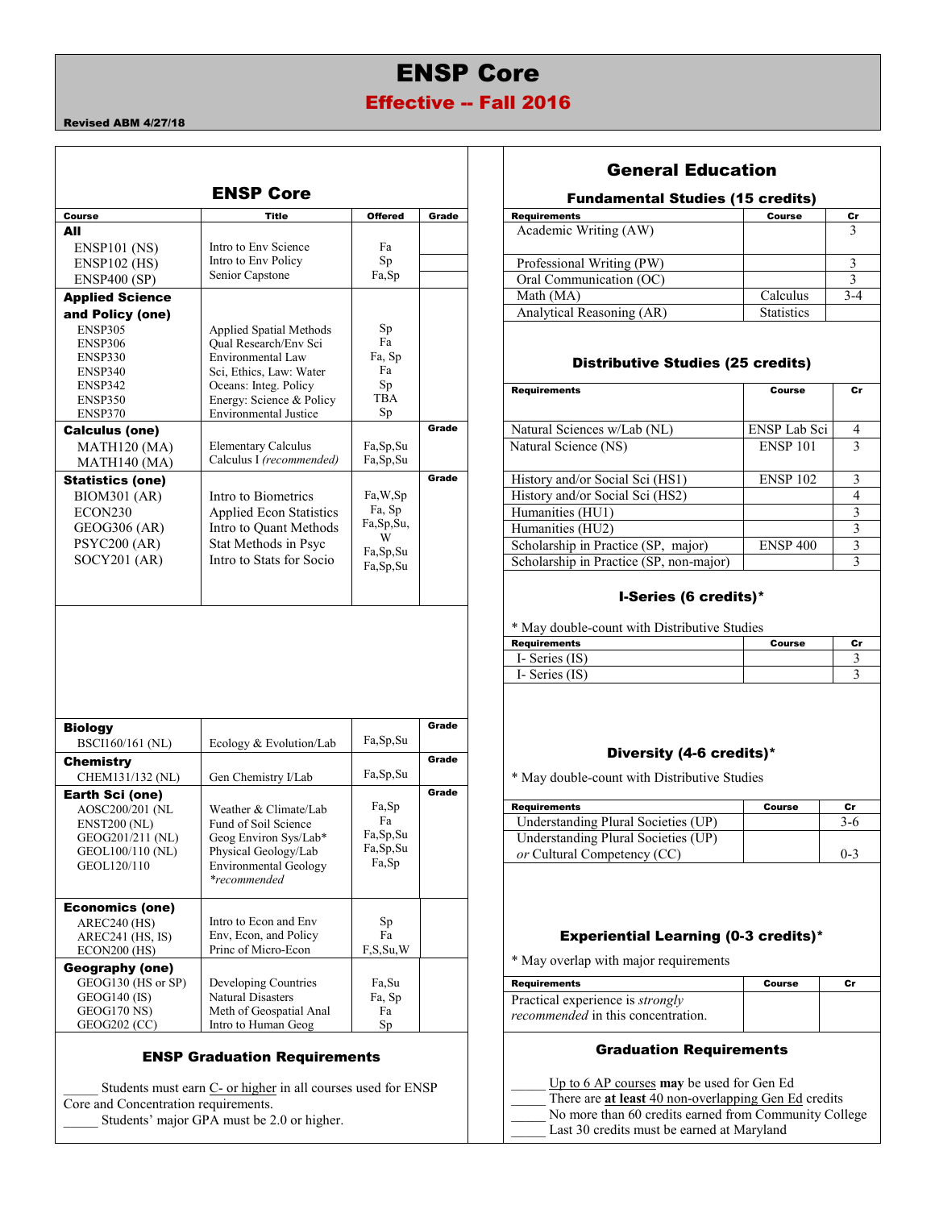# ENSP Core

## Effective -- Fall 2016

**Revised ABM 4/27/18**

## ENSP Core

| Course | Title | Offered | Grade |
|---|---|---|---|
| **All** | | | |
| ENSP101 (NS) | Intro to Env Science | Fa | |
| ENSP102 (HS) | Intro to Env Policy | Sp | |
| ENSP400 (SP) | Senior Capstone | Fa,Sp | |
| **Applied Science and Policy (one)** | | | |
| ENSP305 | Applied Spatial Methods | Sp | |
| ENSP306 | Qual Research/Env Sci | Fa | |
| ENSP330 | Environmental Law | Fa, Sp | |
| ENSP340 | Sci, Ethics, Law: Water | Fa | |
| ENSP342 | Oceans: Integ. Policy | Sp | |
| ENSP350 | Energy: Science & Policy | TBA | |
| ENSP370 | Environmental Justice | Sp | |
| **Calculus (one)** | | | **Grade** |
| MATH120 (MA) | Elementary Calculus | Fa,Sp,Su | |
| MATH140 (MA) | Calculus I *(recommended)* | Fa,Sp,Su | |
| **Statistics (one)** | | | **Grade** |
| BIOM301 (AR) | Intro to Biometrics | Fa,W,Sp | |
| ECON230 | Applied Econ Statistics | Fa, Sp | |
| GEOG306 (AR) | Intro to Quant Methods | Fa,Sp,Su,W | |
| PSYC200 (AR) | Stat Methods in Psyc | Fa,Sp,Su | |
| SOCY201 (AR) | Intro to Stats for Socio | Fa,Sp,Su | |
| **Biology** | | | **Grade** |
| BSCI160/161 (NL) | Ecology & Evolution/Lab | Fa,Sp,Su | |
| **Chemistry** | | | **Grade** |
| CHEM131/132 (NL) | Gen Chemistry I/Lab | Fa,Sp,Su | |
| **Earth Sci (one)** | | | **Grade** |
| AOSC200/201 (NL | Weather & Climate/Lab | Fa,Sp | |
| ENST200 (NL) | Fund of Soil Science | Fa | |
| GEOG201/211 (NL) | Geog Environ Sys/Lab* | Fa,Sp,Su | |
| GEOL100/110 (NL) | Physical Geology/Lab | Fa,Sp,Su | |
| GEOL120/110 | Environmental Geology | Fa,Sp | |
| | *\*recommended* | | |
| **Economics (one)** | | | |
| AREC240 (HS) | Intro to Econ and Env | Sp | |
| AREC241 (HS, IS) | Env, Econ, and Policy | Fa | |
| ECON200 (HS) | Princ of Micro-Econ | F,S,Su,W | |
| **Geography (one)** | | | |
| GEOG130 (HS or SP) | Developing Countries | Fa,Su | |
| GEOG140 (IS) | Natural Disasters | Fa, Sp | |
| GEOG170 NS) | Meth of Geospatial Anal | Fa | |
| GEOG202 (CC) | Intro to Human Geog | Sp | |

### ENSP Graduation Requirements

_____ Students must earn C- or higher in all courses used for ENSP Core and Concentration requirements.
_____ Students' major GPA must be 2.0 or higher.

## General Education

### Fundamental Studies (15 credits)

| Requirements | Course | Cr |
|---|---|---|
| Academic Writing (AW) | | 3 |
| Professional Writing (PW) | | 3 |
| Oral Communication (OC) | | 3 |
| Math (MA) | Calculus | 3-4 |
| Analytical Reasoning (AR) | Statistics | |

### Distributive Studies (25 credits)

| Requirements | Course | Cr |
|---|---|---|
| Natural Sciences w/Lab (NL) | ENSP Lab Sci | 4 |
| Natural Science (NS) | ENSP 101 | 3 |
| History and/or Social Sci (HS1) | ENSP 102 | 3 |
| History and/or Social Sci (HS2) | | 4 |
| Humanities (HU1) | | 3 |
| Humanities (HU2) | | 3 |
| Scholarship in Practice (SP, major) | ENSP 400 | 3 |
| Scholarship in Practice (SP, non-major) | | 3 |

### I-Series (6 credits)*

\* May double-count with Distributive Studies

| Requirements | Course | Cr |
|---|---|---|
| I- Series (IS) | | 3 |
| I- Series (IS) | | 3 |

### Diversity (4-6 credits)*

\* May double-count with Distributive Studies

| Requirements | Course | Cr |
|---|---|---|
| Understanding Plural Societies (UP) | | 3-6 |
| Understanding Plural Societies (UP) *or* Cultural Competency (CC) | | 0-3 |

### Experiential Learning (0-3 credits)*

\* May overlap with major requirements

| Requirements | Course | Cr |
|---|---|---|
| Practical experience is *strongly recommended* in this concentration. | | |

### Graduation Requirements

_____ Up to 6 AP courses **may** be used for Gen Ed
_____ There are **at least** 40 non-overlapping Gen Ed credits
_____ No more than 60 credits earned from Community College
_____ Last 30 credits must be earned at Maryland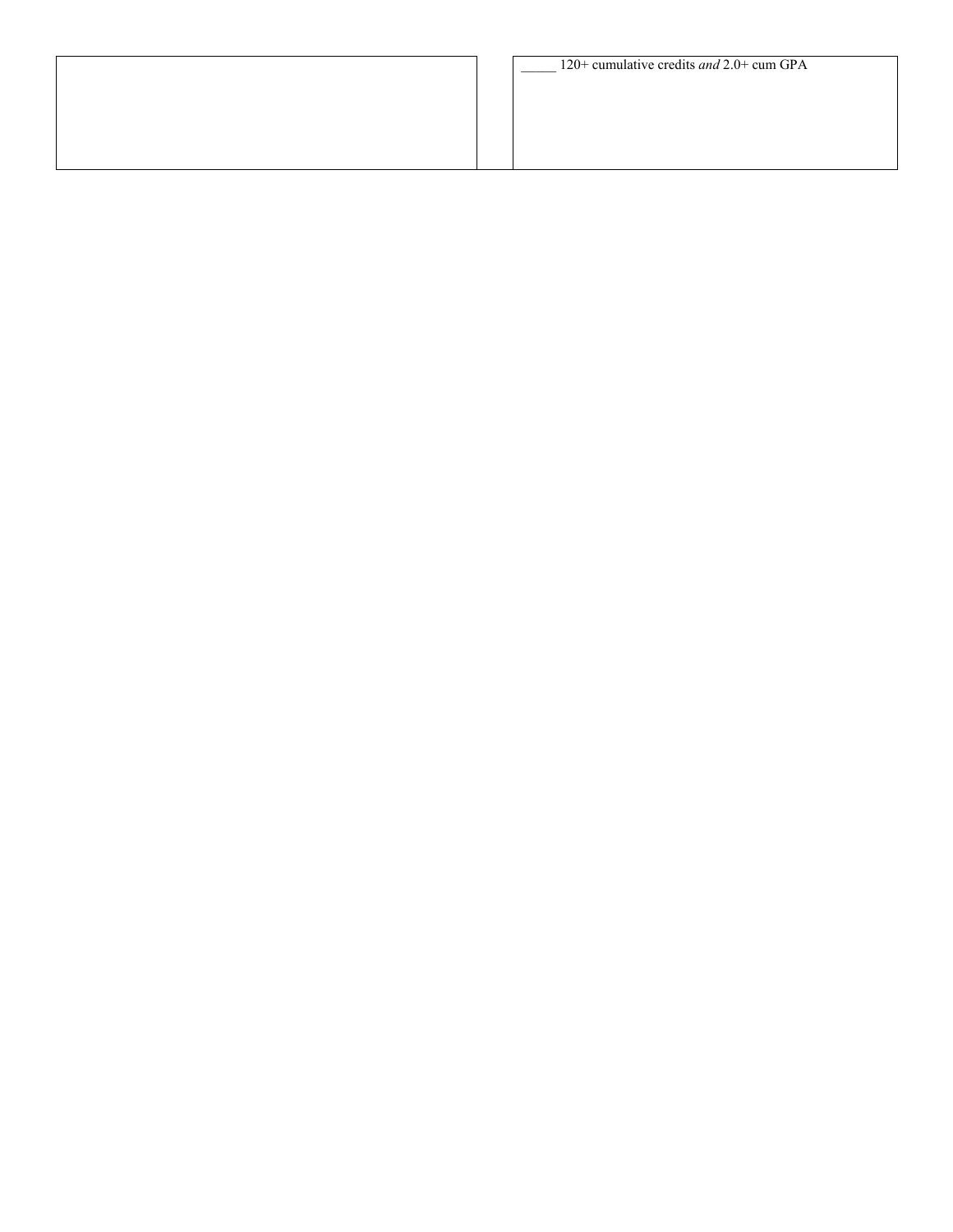_____ 120+ cumulative credits *and* 2.0+ cum GPA